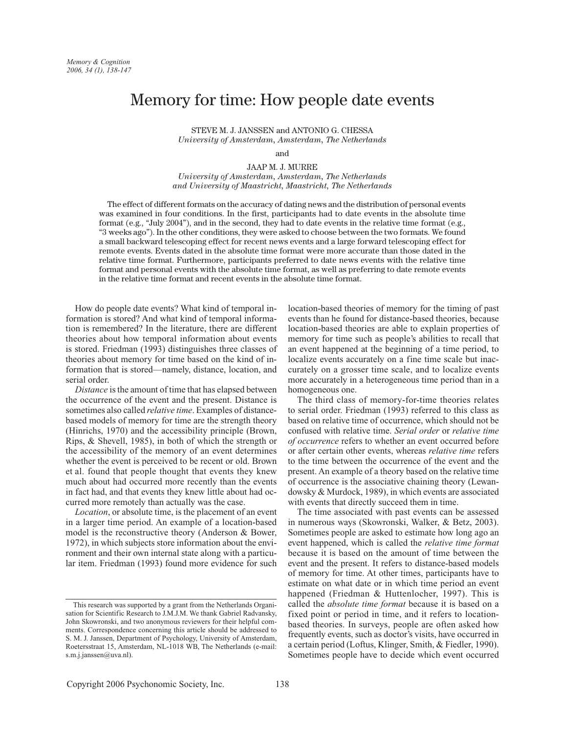# Memory for time: How people date events

STEVE M. J. JANSSEN and ANTONIO G. CHESSA
*University of Amsterdam, Amsterdam, The Netherlands*

and

JAAP M. J. MURRE
*University of Amsterdam, Amsterdam, The Netherlands*
*and University of Maastricht, Maastricht, The Netherlands*

The effect of different formats on the accuracy of dating news and the distribution of personal events was examined in four conditions. In the first, participants had to date events in the absolute time format (e.g., "July 2004"), and in the second, they had to date events in the relative time format (e.g., "3 weeks ago"). In the other conditions, they were asked to choose between the two formats. We found a small backward telescoping effect for recent news events and a large forward telescoping effect for remote events. Events dated in the absolute time format were more accurate than those dated in the relative time format. Furthermore, participants preferred to date news events with the relative time format and personal events with the absolute time format, as well as preferring to date remote events in the relative time format and recent events in the absolute time format.

How do people date events? What kind of temporal information is stored? And what kind of temporal information is remembered? In the literature, there are different theories about how temporal information about events is stored. Friedman (1993) distinguishes three classes of theories about memory for time based on the kind of information that is stored—namely, distance, location, and serial order.

*Distance* is the amount of time that has elapsed between the occurrence of the event and the present. Distance is sometimes also called *relative time*. Examples of distance-based models of memory for time are the strength theory (Hinrichs, 1970) and the accessibility principle (Brown, Rips, & Shevell, 1985), in both of which the strength or the accessibility of the memory of an event determines whether the event is perceived to be recent or old. Brown et al. found that people thought that events they knew much about had occurred more recently than the events in fact had, and that events they knew little about had occurred more remotely than actually was the case.

*Location*, or absolute time, is the placement of an event in a larger time period. An example of a location-based model is the reconstructive theory (Anderson & Bower, 1972), in which subjects store information about the environment and their own internal state along with a particular item. Friedman (1993) found more evidence for such location-based theories of memory for the timing of past events than he found for distance-based theories, because location-based theories are able to explain properties of memory for time such as people's abilities to recall that an event happened at the beginning of a time period, to localize events accurately on a fine time scale but inaccurately on a grosser time scale, and to localize events more accurately in a heterogeneous time period than in a homogeneous one.

The third class of memory-for-time theories relates to serial order. Friedman (1993) referred to this class as based on relative time of occurrence, which should not be confused with relative time. *Serial order* or *relative time of occurrence* refers to whether an event occurred before or after certain other events, whereas *relative time* refers to the time between the occurrence of the event and the present. An example of a theory based on the relative time of occurrence is the associative chaining theory (Lewandowsky & Murdock, 1989), in which events are associated with events that directly succeed them in time.

The time associated with past events can be assessed in numerous ways (Skowronski, Walker, & Betz, 2003). Sometimes people are asked to estimate how long ago an event happened, which is called the *relative time format* because it is based on the amount of time between the event and the present. It refers to distance-based models of memory for time. At other times, participants have to estimate on what date or in which time period an event happened (Friedman & Huttenlocher, 1997). This is called the *absolute time format* because it is based on a fixed point or period in time, and it refers to location-based theories. In surveys, people are often asked how frequently events, such as doctor's visits, have occurred in a certain period (Loftus, Klinger, Smith, & Fiedler, 1990). Sometimes people have to decide which event occurred

This research was supported by a grant from the Netherlands Organisation for Scientific Research to J.M.J.M. We thank Gabriel Radvansky, John Skowronski, and two anonymous reviewers for their helpful comments. Correspondence concerning this article should be addressed to S. M. J. Janssen, Department of Psychology, University of Amsterdam, Roetersstraat 15, Amsterdam, NL-1018 WB, The Netherlands (e-mail: s.m.j.janssen@uva.nl).

Copyright 2006 Psychonomic Society, Inc.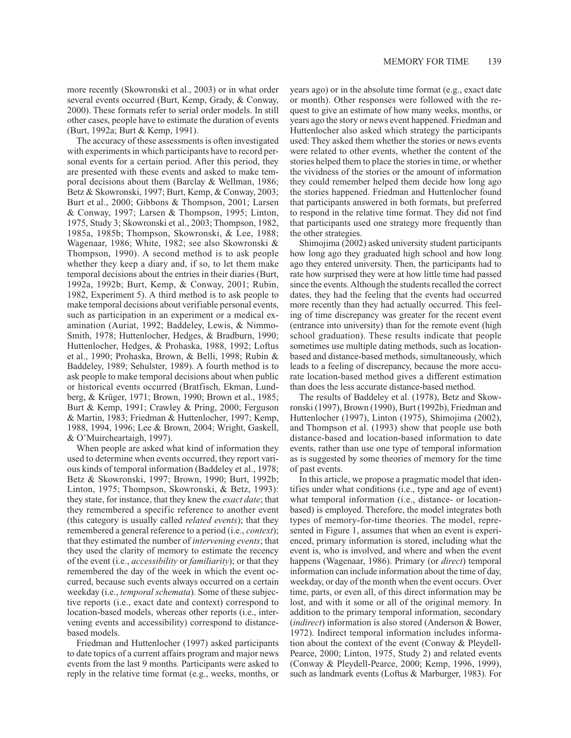more recently (Skowronski et al., 2003) or in what order several events occurred (Burt, Kemp, Grady, & Conway, 2000). These formats refer to serial order models. In still other cases, people have to estimate the duration of events (Burt, 1992a; Burt & Kemp, 1991).

The accuracy of these assessments is often investigated with experiments in which participants have to record personal events for a certain period. After this period, they are presented with these events and asked to make temporal decisions about them (Barclay & Wellman, 1986; Betz & Skowronski, 1997; Burt, Kemp, & Conway, 2003; Burt et al., 2000; Gibbons & Thompson, 2001; Larsen & Conway, 1997; Larsen & Thompson, 1995; Linton, 1975, Study 3; Skowronski et al., 2003; Thompson, 1982, 1985a, 1985b; Thompson, Skowronski, & Lee, 1988; Wagenaar, 1986; White, 1982; see also Skowronski & Thompson, 1990). A second method is to ask people whether they keep a diary and, if so, to let them make temporal decisions about the entries in their diaries (Burt, 1992a, 1992b; Burt, Kemp, & Conway, 2001; Rubin, 1982, Experiment 5). A third method is to ask people to make temporal decisions about verifiable personal events, such as participation in an experiment or a medical examination (Auriat, 1992; Baddeley, Lewis, & Nimmo-Smith, 1978; Huttenlocher, Hedges, & Bradburn, 1990; Huttenlocher, Hedges, & Prohaska, 1988, 1992; Loftus et al., 1990; Prohaska, Brown, & Belli, 1998; Rubin & Baddeley, 1989; Sehulster, 1989). A fourth method is to ask people to make temporal decisions about when public or historical events occurred (Bratfisch, Ekman, Lundberg, & Krüger, 1971; Brown, 1990; Brown et al., 1985; Burt & Kemp, 1991; Crawley & Pring, 2000; Ferguson & Martin, 1983; Friedman & Huttenlocher, 1997; Kemp, 1988, 1994, 1996; Lee & Brown, 2004; Wright, Gaskell, & O'Muircheartaigh, 1997).

When people are asked what kind of information they used to determine when events occurred, they report various kinds of temporal information (Baddeley et al., 1978; Betz & Skowronski, 1997; Brown, 1990; Burt, 1992b; Linton, 1975; Thompson, Skowronski, & Betz, 1993): they state, for instance, that they knew the *exact date*; that they remembered a specific reference to another event (this category is usually called *related events*); that they remembered a general reference to a period (i.e., *context*); that they estimated the number of *intervening events*; that they used the clarity of memory to estimate the recency of the event (i.e., *accessibility* or *familiarity*); or that they remembered the day of the week in which the event occurred, because such events always occurred on a certain weekday (i.e., *temporal schemata*). Some of these subjective reports (i.e., exact date and context) correspond to location-based models, whereas other reports (i.e., intervening events and accessibility) correspond to distance-based models.

Friedman and Huttenlocher (1997) asked participants to date topics of a current affairs program and major news events from the last 9 months. Participants were asked to reply in the relative time format (e.g., weeks, months, or years ago) or in the absolute time format (e.g., exact date or month). Other responses were followed with the request to give an estimate of how many weeks, months, or years ago the story or news event happened. Friedman and Huttenlocher also asked which strategy the participants used: They asked them whether the stories or news events were related to other events, whether the content of the stories helped them to place the stories in time, or whether the vividness of the stories or the amount of information they could remember helped them decide how long ago the stories happened. Friedman and Huttenlocher found that participants answered in both formats, but preferred to respond in the relative time format. They did not find that participants used one strategy more frequently than the other strategies.

Shimojima (2002) asked university student participants how long ago they graduated high school and how long ago they entered university. Then, the participants had to rate how surprised they were at how little time had passed since the events. Although the students recalled the correct dates, they had the feeling that the events had occurred more recently than they had actually occurred. This feeling of time discrepancy was greater for the recent event (entrance into university) than for the remote event (high school graduation). These results indicate that people sometimes use multiple dating methods, such as location-based and distance-based methods, simultaneously, which leads to a feeling of discrepancy, because the more accurate location-based method gives a different estimation than does the less accurate distance-based method.

The results of Baddeley et al. (1978), Betz and Skowronski (1997), Brown (1990), Burt (1992b), Friedman and Huttenlocher (1997), Linton (1975), Shimojima (2002), and Thompson et al. (1993) show that people use both distance-based and location-based information to date events, rather than use one type of temporal information as is suggested by some theories of memory for the time of past events.

In this article, we propose a pragmatic model that identifies under what conditions (i.e., type and age of event) what temporal information (i.e., distance- or location-based) is employed. Therefore, the model integrates both types of memory-for-time theories. The model, represented in Figure 1, assumes that when an event is experienced, primary information is stored, including what the event is, who is involved, and where and when the event happens (Wagenaar, 1986). Primary (or *direct*) temporal information can include information about the time of day, weekday, or day of the month when the event occurs. Over time, parts, or even all, of this direct information may be lost, and with it some or all of the original memory. In addition to the primary temporal information, secondary (*indirect*) information is also stored (Anderson & Bower, 1972). Indirect temporal information includes information about the context of the event (Conway & Pleydell-Pearce, 2000; Linton, 1975, Study 2) and related events (Conway & Pleydell-Pearce, 2000; Kemp, 1996, 1999), such as landmark events (Loftus & Marburger, 1983). For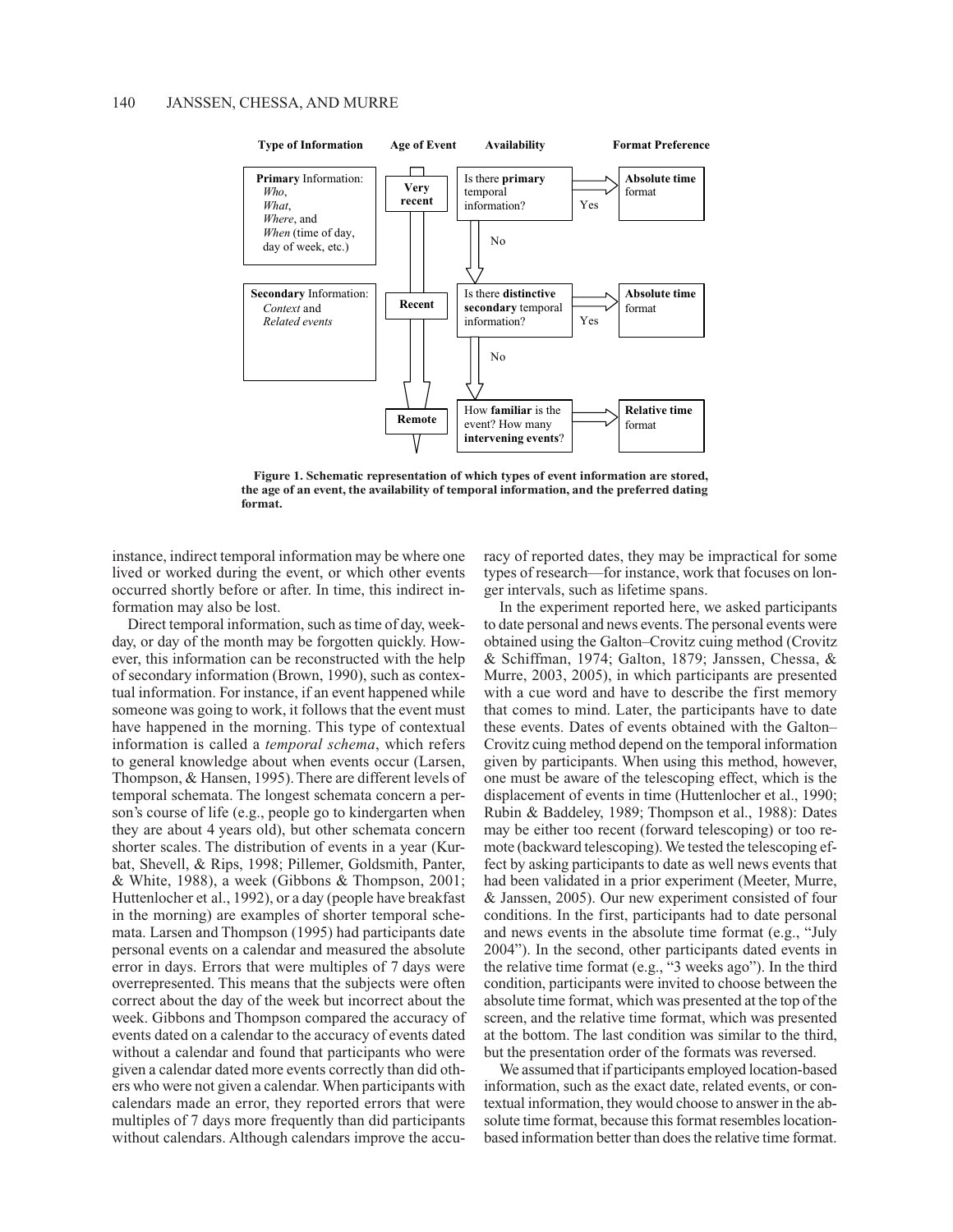| Type of Information | Age of Event | Availability | | Format Preference |
|---|---|---|---|---|
| **Primary** Information: *Who*, *What*, *Where*, and *When* (time of day, day of week, etc.) | **Very recent** | Is there **primary** temporal information? | Yes | **Absolute time** format |
| | | No | | |
| **Secondary** Information: *Context* and *Related events* | **Recent** | Is there **distinctive secondary** temporal information? | Yes | **Absolute time** format |
| | | No | | |
| | **Remote** | How **familiar** is the event? How many **intervening events**? | | **Relative time** format |

**Figure 1. Schematic representation of which types of event information are stored, the age of an event, the availability of temporal information, and the preferred dating format.**

instance, indirect temporal information may be where one lived or worked during the event, or which other events occurred shortly before or after. In time, this indirect information may also be lost.

Direct temporal information, such as time of day, weekday, or day of the month may be forgotten quickly. However, this information can be reconstructed with the help of secondary information (Brown, 1990), such as contextual information. For instance, if an event happened while someone was going to work, it follows that the event must have happened in the morning. This type of contextual information is called a *temporal schema*, which refers to general knowledge about when events occur (Larsen, Thompson, & Hansen, 1995). There are different levels of temporal schemata. The longest schemata concern a person's course of life (e.g., people go to kindergarten when they are about 4 years old), but other schemata concern shorter scales. The distribution of events in a year (Kurbat, Shevell, & Rips, 1998; Pillemer, Goldsmith, Panter, & White, 1988), a week (Gibbons & Thompson, 2001; Huttenlocher et al., 1992), or a day (people have breakfast in the morning) are examples of shorter temporal schemata. Larsen and Thompson (1995) had participants date personal events on a calendar and measured the absolute error in days. Errors that were multiples of 7 days were overrepresented. This means that the subjects were often correct about the day of the week but incorrect about the week. Gibbons and Thompson compared the accuracy of events dated on a calendar to the accuracy of events dated without a calendar and found that participants who were given a calendar dated more events correctly than did others who were not given a calendar. When participants with calendars made an error, they reported errors that were multiples of 7 days more frequently than did participants without calendars. Although calendars improve the accuracy of reported dates, they may be impractical for some types of research—for instance, work that focuses on longer intervals, such as lifetime spans.

In the experiment reported here, we asked participants to date personal and news events. The personal events were obtained using the Galton–Crovitz cuing method (Crovitz & Schiffman, 1974; Galton, 1879; Janssen, Chessa, & Murre, 2003, 2005), in which participants are presented with a cue word and have to describe the first memory that comes to mind. Later, the participants have to date these events. Dates of events obtained with the Galton–Crovitz cuing method depend on the temporal information given by participants. When using this method, however, one must be aware of the telescoping effect, which is the displacement of events in time (Huttenlocher et al., 1990; Rubin & Baddeley, 1989; Thompson et al., 1988): Dates may be either too recent (forward telescoping) or too remote (backward telescoping). We tested the telescoping effect by asking participants to date as well news events that had been validated in a prior experiment (Meeter, Murre, & Janssen, 2005). Our new experiment consisted of four conditions. In the first, participants had to date personal and news events in the absolute time format (e.g., "July 2004"). In the second, other participants dated events in the relative time format (e.g., "3 weeks ago"). In the third condition, participants were invited to choose between the absolute time format, which was presented at the top of the screen, and the relative time format, which was presented at the bottom. The last condition was similar to the third, but the presentation order of the formats was reversed.

We assumed that if participants employed location-based information, such as the exact date, related events, or contextual information, they would choose to answer in the absolute time format, because this format resembles location-based information better than does the relative time format.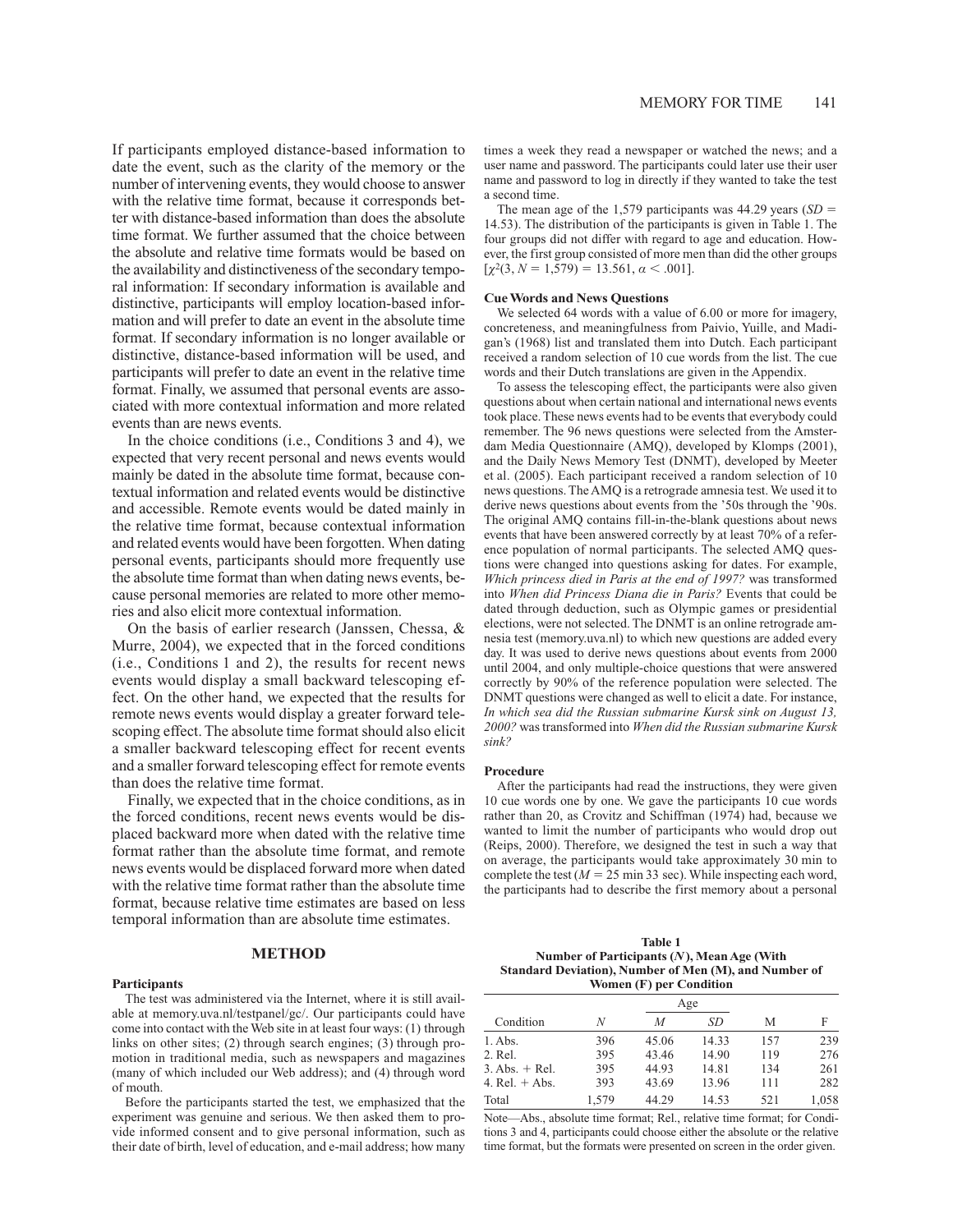If participants employed distance-based information to date the event, such as the clarity of the memory or the number of intervening events, they would choose to answer with the relative time format, because it corresponds better with distance-based information than does the absolute time format. We further assumed that the choice between the absolute and relative time formats would be based on the availability and distinctiveness of the secondary temporal information: If secondary information is available and distinctive, participants will employ location-based information and will prefer to date an event in the absolute time format. If secondary information is no longer available or distinctive, distance-based information will be used, and participants will prefer to date an event in the relative time format. Finally, we assumed that personal events are associated with more contextual information and more related events than are news events.

In the choice conditions (i.e., Conditions 3 and 4), we expected that very recent personal and news events would mainly be dated in the absolute time format, because contextual information and related events would be distinctive and accessible. Remote events would be dated mainly in the relative time format, because contextual information and related events would have been forgotten. When dating personal events, participants should more frequently use the absolute time format than when dating news events, because personal memories are related to more other memories and also elicit more contextual information.

On the basis of earlier research (Janssen, Chessa, & Murre, 2004), we expected that in the forced conditions (i.e., Conditions 1 and 2), the results for recent news events would display a small backward telescoping effect. On the other hand, we expected that the results for remote news events would display a greater forward telescoping effect. The absolute time format should also elicit a smaller backward telescoping effect for recent events and a smaller forward telescoping effect for remote events than does the relative time format.

Finally, we expected that in the choice conditions, as in the forced conditions, recent news events would be displaced backward more when dated with the relative time format rather than the absolute time format, and remote news events would be displaced forward more when dated with the relative time format rather than the absolute time format, because relative time estimates are based on less temporal information than are absolute time estimates.

## METHOD

### Participants

The test was administered via the Internet, where it is still available at memory.uva.nl/testpanel/gc/. Our participants could have come into contact with the Web site in at least four ways: (1) through links on other sites; (2) through search engines; (3) through promotion in traditional media, such as newspapers and magazines (many of which included our Web address); and (4) through word of mouth.

Before the participants started the test, we emphasized that the experiment was genuine and serious. We then asked them to provide informed consent and to give personal information, such as their date of birth, level of education, and e-mail address; how many times a week they read a newspaper or watched the news; and a user name and password. The participants could later use their user name and password to log in directly if they wanted to take the test a second time.

The mean age of the 1,579 participants was 44.29 years ($SD$ = 14.53). The distribution of the participants is given in Table 1. The four groups did not differ with regard to age and education. However, the first group consisted of more men than did the other groups [$\chi^2(3, N = 1{,}579) = 13.561, \alpha < .001$].

### Cue Words and News Questions

We selected 64 words with a value of 6.00 or more for imagery, concreteness, and meaningfulness from Paivio, Yuille, and Madigan's (1968) list and translated them into Dutch. Each participant received a random selection of 10 cue words from the list. The cue words and their Dutch translations are given in the Appendix.

To assess the telescoping effect, the participants were also given questions about when certain national and international news events took place. These news events had to be events that everybody could remember. The 96 news questions were selected from the Amsterdam Media Questionnaire (AMQ), developed by Klomps (2001), and the Daily News Memory Test (DNMT), developed by Meeter et al. (2005). Each participant received a random selection of 10 news questions. The AMQ is a retrograde amnesia test. We used it to derive news questions about events from the '50s through the '90s. The original AMQ contains fill-in-the-blank questions about news events that have been answered correctly by at least 70% of a reference population of normal participants. The selected AMQ questions were changed into questions asking for dates. For example, *Which princess died in Paris at the end of 1997?* was transformed into *When did Princess Diana die in Paris?* Events that could be dated through deduction, such as Olympic games or presidential elections, were not selected. The DNMT is an online retrograde amnesia test (memory.uva.nl) to which new questions are added every day. It was used to derive news questions about events from 2000 until 2004, and only multiple-choice questions that were answered correctly by 90% of the reference population were selected. The DNMT questions were changed as well to elicit a date. For instance, *In which sea did the Russian submarine Kursk sink on August 13, 2000?* was transformed into *When did the Russian submarine Kursk sink?*

### Procedure

After the participants had read the instructions, they were given 10 cue words one by one. We gave the participants 10 cue words rather than 20, as Crovitz and Schiffman (1974) had, because we wanted to limit the number of participants who would drop out (Reips, 2000). Therefore, we designed the test in such a way that on average, the participants would take approximately 30 min to complete the test ($M$ = 25 min 33 sec). While inspecting each word, the participants had to describe the first memory about a personal

**Table 1**
**Number of Participants ($N$), Mean Age (With Standard Deviation), Number of Men (M), and Number of Women (F) per Condition**

| | | Age | | | |
|---|---|---|---|---|---|
| Condition | $N$ | $M$ | $SD$ | M | F |
| 1. Abs. | 396 | 45.06 | 14.33 | 157 | 239 |
| 2. Rel. | 395 | 43.46 | 14.90 | 119 | 276 |
| 3. Abs. + Rel. | 395 | 44.93 | 14.81 | 134 | 261 |
| 4. Rel. + Abs. | 393 | 43.69 | 13.96 | 111 | 282 |
| Total | 1,579 | 44.29 | 14.53 | 521 | 1,058 |

Note—Abs., absolute time format; Rel., relative time format; for Conditions 3 and 4, participants could choose either the absolute or the relative time format, but the formats were presented on screen in the order given.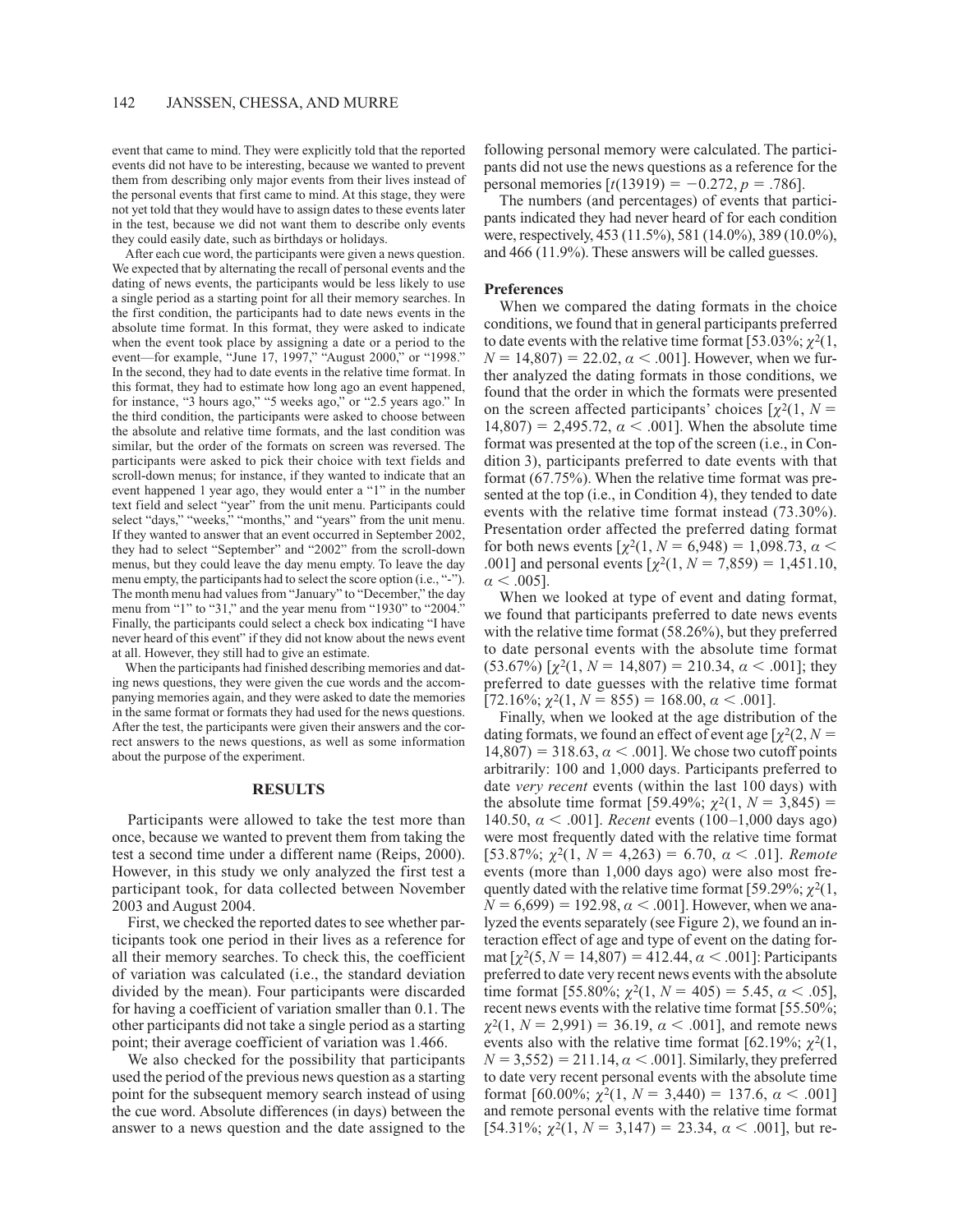event that came to mind. They were explicitly told that the reported events did not have to be interesting, because we wanted to prevent them from describing only major events from their lives instead of the personal events that first came to mind. At this stage, they were not yet told that they would have to assign dates to these events later in the test, because we did not want them to describe only events they could easily date, such as birthdays or holidays.

After each cue word, the participants were given a news question. We expected that by alternating the recall of personal events and the dating of news events, the participants would be less likely to use a single period as a starting point for all their memory searches. In the first condition, the participants had to date news events in the absolute time format. In this format, they were asked to indicate when the event took place by assigning a date or a period to the event—for example, "June 17, 1997," "August 2000," or "1998." In the second, they had to date events in the relative time format. In this format, they had to estimate how long ago an event happened, for instance, "3 hours ago," "5 weeks ago," or "2.5 years ago." In the third condition, the participants were asked to choose between the absolute and relative time formats, and the last condition was similar, but the order of the formats on screen was reversed. The participants were asked to pick their choice with text fields and scroll-down menus; for instance, if they wanted to indicate that an event happened 1 year ago, they would enter a "1" in the number text field and select "year" from the unit menu. Participants could select "days," "weeks," "months," and "years" from the unit menu. If they wanted to answer that an event occurred in September 2002, they had to select "September" and "2002" from the scroll-down menus, but they could leave the day menu empty. To leave the day menu empty, the participants had to select the score option (i.e., "-"). The month menu had values from "January" to "December," the day menu from "1" to "31," and the year menu from "1930" to "2004." Finally, the participants could select a check box indicating "I have never heard of this event" if they did not know about the news event at all. However, they still had to give an estimate.

When the participants had finished describing memories and dating news questions, they were given the cue words and the accompanying memories again, and they were asked to date the memories in the same format or formats they had used for the news questions. After the test, the participants were given their answers and the correct answers to the news questions, as well as some information about the purpose of the experiment.

## RESULTS

Participants were allowed to take the test more than once, because we wanted to prevent them from taking the test a second time under a different name (Reips, 2000). However, in this study we only analyzed the first test a participant took, for data collected between November 2003 and August 2004.

First, we checked the reported dates to see whether participants took one period in their lives as a reference for all their memory searches. To check this, the coefficient of variation was calculated (i.e., the standard deviation divided by the mean). Four participants were discarded for having a coefficient of variation smaller than 0.1. The other participants did not take a single period as a starting point; their average coefficient of variation was 1.466.

We also checked for the possibility that participants used the period of the previous news question as a starting point for the subsequent memory search instead of using the cue word. Absolute differences (in days) between the answer to a news question and the date assigned to the following personal memory were calculated. The participants did not use the news questions as a reference for the personal memories [$t(13919) = -0.272$, $p = .786$].

The numbers (and percentages) of events that participants indicated they had never heard of for each condition were, respectively, 453 (11.5%), 581 (14.0%), 389 (10.0%), and 466 (11.9%). These answers will be called guesses.

### Preferences

When we compared the dating formats in the choice conditions, we found that in general participants preferred to date events with the relative time format [53.03%; $\chi^2(1, N = 14{,}807) = 22.02$, $\alpha < .001$]. However, when we further analyzed the dating formats in those conditions, we found that the order in which the formats were presented on the screen affected participants' choices [$\chi^2(1, N = 14{,}807) = 2{,}495.72$, $\alpha < .001$]. When the absolute time format was presented at the top of the screen (i.e., in Condition 3), participants preferred to date events with that format (67.75%). When the relative time format was presented at the top (i.e., in Condition 4), they tended to date events with the relative time format instead (73.30%). Presentation order affected the preferred dating format for both news events [$\chi^2(1, N = 6{,}948) = 1{,}098.73$, $\alpha < .001$] and personal events [$\chi^2(1, N = 7{,}859) = 1{,}451.10$, $\alpha < .005$].

When we looked at type of event and dating format, we found that participants preferred to date news events with the relative time format (58.26%), but they preferred to date personal events with the absolute time format (53.67%) [$\chi^2(1, N = 14{,}807) = 210.34$, $\alpha < .001$]; they preferred to date guesses with the relative time format [72.16%; $\chi^2(1, N = 855) = 168.00$, $\alpha < .001$].

Finally, when we looked at the age distribution of the dating formats, we found an effect of event age [$\chi^2(2, N = 14{,}807) = 318.63$, $\alpha < .001$]. We chose two cutoff points arbitrarily: 100 and 1,000 days. Participants preferred to date *very recent* events (within the last 100 days) with the absolute time format [59.49%; $\chi^2(1, N = 3{,}845) = 140.50$, $\alpha < .001$]. *Recent* events (100–1,000 days ago) were most frequently dated with the relative time format [53.87%; $\chi^2(1, N = 4{,}263) = 6.70$, $\alpha < .01$]. *Remote* events (more than 1,000 days ago) were also most frequently dated with the relative time format [59.29%; $\chi^2(1, N = 6{,}699) = 192.98$, $\alpha < .001$]. However, when we analyzed the events separately (see Figure 2), we found an interaction effect of age and type of event on the dating format [$\chi^2(5, N = 14{,}807) = 412.44$, $\alpha < .001$]: Participants preferred to date very recent news events with the absolute time format [55.80%; $\chi^2(1, N = 405) = 5.45$, $\alpha < .05$], recent news events with the relative time format [55.50%; $\chi^2(1, N = 2{,}991) = 36.19$, $\alpha < .001$], and remote news events also with the relative time format [62.19%; $\chi^2(1, N = 3{,}552) = 211.14$, $\alpha < .001$]. Similarly, they preferred to date very recent personal events with the absolute time format [60.00%; $\chi^2(1, N = 3{,}440) = 137.6$, $\alpha < .001$] and remote personal events with the relative time format [54.31%; $\chi^2(1, N = 3{,}147) = 23.34$, $\alpha < .001$], but re-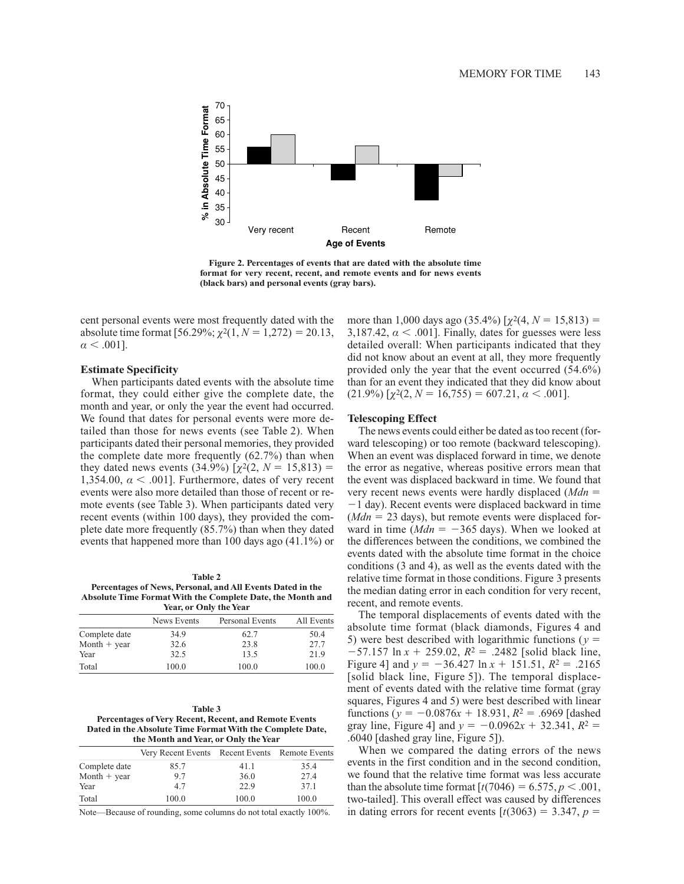Figure 2. Percentages of events that are dated with the absolute time format for very recent, recent, and remote events and for news events (black bars) and personal events (gray bars).

cent personal events were most frequently dated with the absolute time format [56.29%; $\chi^2(1, N = 1{,}272) = 20.13$, $\alpha < .001$].

### Estimate Specificity

When participants dated events with the absolute time format, they could either give the complete date, the month and year, or only the year the event had occurred. We found that dates for personal events were more detailed than those for news events (see Table 2). When participants dated their personal memories, they provided the complete date more frequently (62.7%) than when they dated news events (34.9%) [$\chi^2(2, N = 15{,}813) = 1{,}354.00$, $\alpha < .001$]. Furthermore, dates of very recent events were also more detailed than those of recent or remote events (see Table 3). When participants dated very recent events (within 100 days), they provided the complete date more frequently (85.7%) than when they dated events that happened more than 100 days ago (41.1%) or more than 1,000 days ago (35.4%) [$\chi^2(4, N = 15{,}813) = 3{,}187.42$, $\alpha < .001$]. Finally, dates for guesses were less detailed overall: When participants indicated that they did not know about an event at all, they more frequently provided only the year that the event occurred (54.6%) than for an event they indicated that they did know about (21.9%) [$\chi^2(2, N = 16{,}755) = 607.21$, $\alpha < .001$].

**Table 2**
**Percentages of News, Personal, and All Events Dated in the Absolute Time Format With the Complete Date, the Month and Year, or Only the Year**

| | News Events | Personal Events | All Events |
|---|---|---|---|
| Complete date | 34.9 | 62.7 | 50.4 |
| Month + year | 32.6 | 23.8 | 27.7 |
| Year | 32.5 | 13.5 | 21.9 |
| Total | 100.0 | 100.0 | 100.0 |

**Table 3**
**Percentages of Very Recent, Recent, and Remote Events Dated in the Absolute Time Format With the Complete Date, the Month and Year, or Only the Year**

| | Very Recent Events | Recent Events | Remote Events |
|---|---|---|---|
| Complete date | 85.7 | 41.1 | 35.4 |
| Month + year | 9.7 | 36.0 | 27.4 |
| Year | 4.7 | 22.9 | 37.1 |
| Total | 100.0 | 100.0 | 100.0 |

Note—Because of rounding, some columns do not total exactly 100%.

### Telescoping Effect

The news events could either be dated as too recent (forward telescoping) or too remote (backward telescoping). When an event was displaced forward in time, we denote the error as negative, whereas positive errors mean that the event was displaced backward in time. We found that very recent news events were hardly displaced ($Mdn = -1$ day). Recent events were displaced backward in time ($Mdn = 23$ days), but remote events were displaced forward in time ($Mdn = -365$ days). When we looked at the differences between the conditions, we combined the events dated with the absolute time format in the choice conditions (3 and 4), as well as the events dated with the relative time format in those conditions. Figure 3 presents the median dating error in each condition for very recent, recent, and remote events.

The temporal displacements of events dated with the absolute time format (black diamonds, Figures 4 and 5) were best described with logarithmic functions ($y = -57.157 \ln x + 259.02$, $R^2 = .2482$ [solid black line, Figure 4] and $y = -36.427 \ln x + 151.51$, $R^2 = .2165$ [solid black line, Figure 5]). The temporal displacement of events dated with the relative time format (gray squares, Figures 4 and 5) were best described with linear functions ($y = -0.0876x + 18.931$, $R^2 = .6969$ [dashed gray line, Figure 4] and $y = -0.0962x + 32.341$, $R^2 = .6040$ [dashed gray line, Figure 5]).

When we compared the dating errors of the news events in the first condition and in the second condition, we found that the relative time format was less accurate than the absolute time format [$t(7046) = 6.575$, $p < .001$, two-tailed]. This overall effect was caused by differences in dating errors for recent events [$t(3063) = 3.347$, $p =$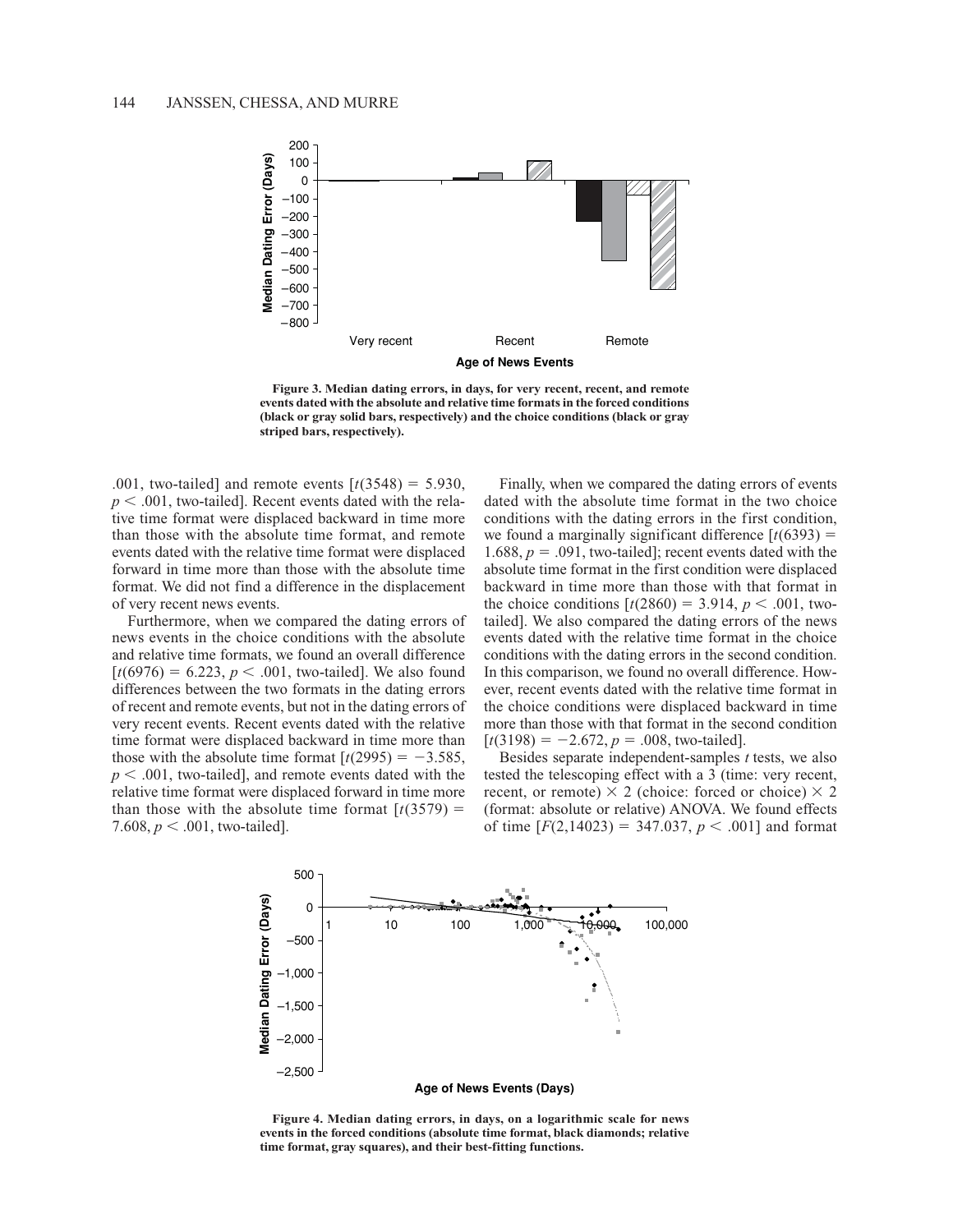Figure 3. Median dating errors, in days, for very recent, recent, and remote events dated with the absolute and relative time formats in the forced conditions (black or gray solid bars, respectively) and the choice conditions (black or gray striped bars, respectively).

.001, two-tailed] and remote events [$t(3548) = 5.930$, $p < .001$, two-tailed]. Recent events dated with the relative time format were displaced backward in time more than those with the absolute time format, and remote events dated with the relative time format were displaced forward in time more than those with the absolute time format. We did not find a difference in the displacement of very recent news events.

Furthermore, when we compared the dating errors of news events in the choice conditions with the absolute and relative time formats, we found an overall difference [$t(6976) = 6.223$, $p < .001$, two-tailed]. We also found differences between the two formats in the dating errors of recent and remote events, but not in the dating errors of very recent events. Recent events dated with the relative time format were displaced backward in time more than those with the absolute time format [$t(2995) = -3.585$, $p < .001$, two-tailed], and remote events dated with the relative time format were displaced forward in time more than those with the absolute time format [$t(3579) = 7.608$, $p < .001$, two-tailed].

Finally, when we compared the dating errors of events dated with the absolute time format in the two choice conditions with the dating errors in the first condition, we found a marginally significant difference [$t(6393) = 1.688$, $p = .091$, two-tailed]; recent events dated with the absolute time format in the first condition were displaced backward in time more than those with that format in the choice conditions [$t(2860) = 3.914$, $p < .001$, two-tailed]. We also compared the dating errors of the news events dated with the relative time format in the choice conditions with the dating errors in the second condition. In this comparison, we found no overall difference. However, recent events dated with the relative time format in the choice conditions were displaced backward in time more than those with that format in the second condition [$t(3198) = -2.672$, $p = .008$, two-tailed].

Besides separate independent-samples *t* tests, we also tested the telescoping effect with a 3 (time: very recent, recent, or remote) $\times$ 2 (choice: forced or choice) $\times$ 2 (format: absolute or relative) ANOVA. We found effects of time [$F(2,14023) = 347.037$, $p < .001$] and format

Figure 4. Median dating errors, in days, on a logarithmic scale for news events in the forced conditions (absolute time format, black diamonds; relative time format, gray squares), and their best-fitting functions.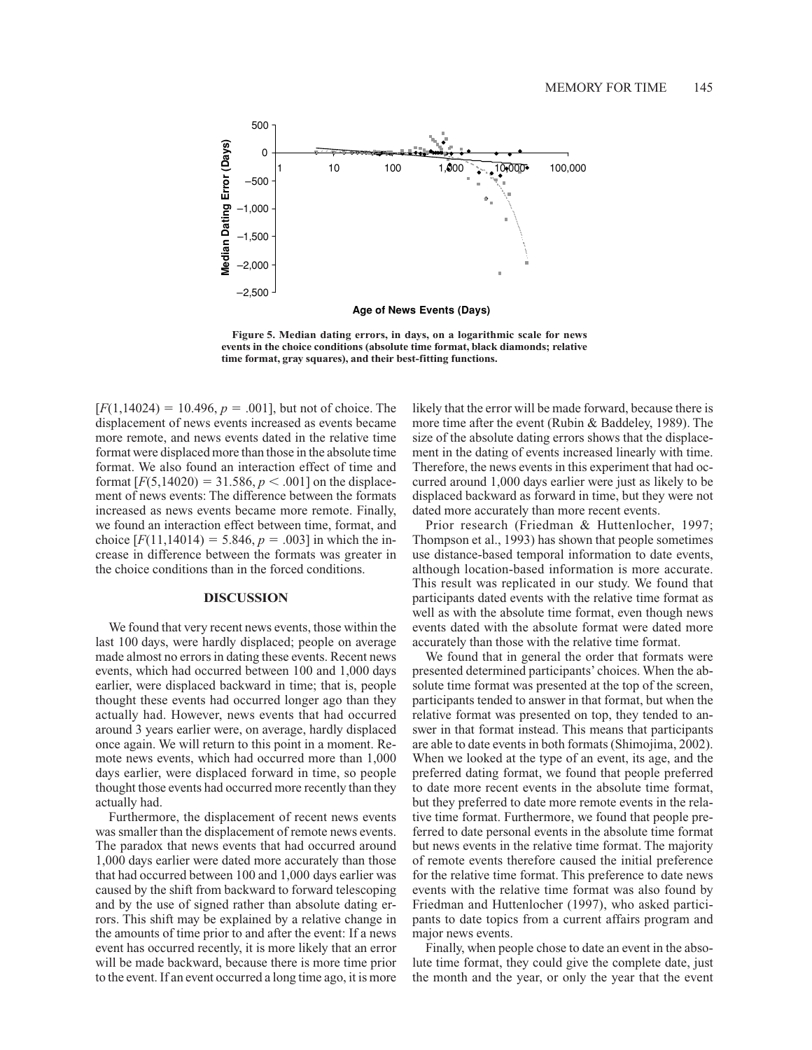Figure 5. Median dating errors, in days, on a logarithmic scale for news events in the choice conditions (absolute time format, black diamonds; relative time format, gray squares), and their best-fitting functions.

[$F(1,14024) = 10.496$, $p = .001$], but not of choice. The displacement of news events increased as events became more remote, and news events dated in the relative time format were displaced more than those in the absolute time format. We also found an interaction effect of time and format [$F(5,14020) = 31.586$, $p < .001$] on the displacement of news events: The difference between the formats increased as news events became more remote. Finally, we found an interaction effect between time, format, and choice [$F(11,14014) = 5.846$, $p = .003$] in which the increase in difference between the formats was greater in the choice conditions than in the forced conditions.

## DISCUSSION

We found that very recent news events, those within the last 100 days, were hardly displaced; people on average made almost no errors in dating these events. Recent news events, which had occurred between 100 and 1,000 days earlier, were displaced backward in time; that is, people thought these events had occurred longer ago than they actually had. However, news events that had occurred around 3 years earlier were, on average, hardly displaced once again. We will return to this point in a moment. Remote news events, which had occurred more than 1,000 days earlier, were displaced forward in time, so people thought those events had occurred more recently than they actually had.

Furthermore, the displacement of recent news events was smaller than the displacement of remote news events. The paradox that news events that had occurred around 1,000 days earlier were dated more accurately than those that had occurred between 100 and 1,000 days earlier was caused by the shift from backward to forward telescoping and by the use of signed rather than absolute dating errors. This shift may be explained by a relative change in the amounts of time prior to and after the event: If a news event has occurred recently, it is more likely that an error will be made backward, because there is more time prior to the event. If an event occurred a long time ago, it is more likely that the error will be made forward, because there is more time after the event (Rubin & Baddeley, 1989). The size of the absolute dating errors shows that the displacement in the dating of events increased linearly with time. Therefore, the news events in this experiment that had occurred around 1,000 days earlier were just as likely to be displaced backward as forward in time, but they were not dated more accurately than more recent events.

Prior research (Friedman & Huttenlocher, 1997; Thompson et al., 1993) has shown that people sometimes use distance-based temporal information to date events, although location-based information is more accurate. This result was replicated in our study. We found that participants dated events with the relative time format as well as with the absolute time format, even though news events dated with the absolute format were dated more accurately than those with the relative time format.

We found that in general the order that formats were presented determined participants' choices. When the absolute time format was presented at the top of the screen, participants tended to answer in that format, but when the relative format was presented on top, they tended to answer in that format instead. This means that participants are able to date events in both formats (Shimojima, 2002). When we looked at the type of an event, its age, and the preferred dating format, we found that people preferred to date more recent events in the absolute time format, but they preferred to date more remote events in the relative time format. Furthermore, we found that people preferred to date personal events in the absolute time format but news events in the relative time format. The majority of remote events therefore caused the initial preference for the relative time format. This preference to date news events with the relative time format was also found by Friedman and Huttenlocher (1997), who asked participants to date topics from a current affairs program and major news events.

Finally, when people chose to date an event in the absolute time format, they could give the complete date, just the month and the year, or only the year that the event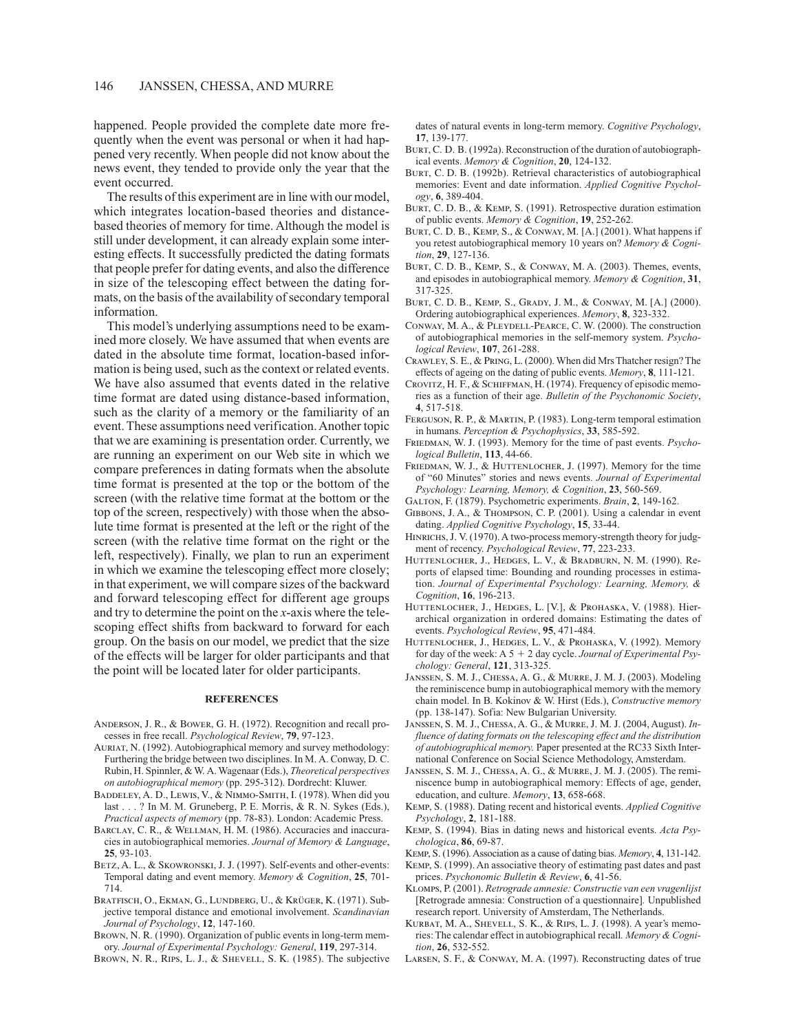happened. People provided the complete date more frequently when the event was personal or when it had happened very recently. When people did not know about the news event, they tended to provide only the year that the event occurred.

The results of this experiment are in line with our model, which integrates location-based theories and distance-based theories of memory for time. Although the model is still under development, it can already explain some interesting effects. It successfully predicted the dating formats that people prefer for dating events, and also the difference in size of the telescoping effect between the dating formats, on the basis of the availability of secondary temporal information.

This model's underlying assumptions need to be examined more closely. We have assumed that when events are dated in the absolute time format, location-based information is being used, such as the context or related events. We have also assumed that events dated in the relative time format are dated using distance-based information, such as the clarity of a memory or the familiarity of an event. These assumptions need verification. Another topic that we are examining is presentation order. Currently, we are running an experiment on our Web site in which we compare preferences in dating formats when the absolute time format is presented at the top or the bottom of the screen (with the relative time format at the bottom or the top of the screen, respectively) with those when the absolute time format is presented at the left or the right of the screen (with the relative time format on the right or the left, respectively). Finally, we plan to run an experiment in which we examine the telescoping effect more closely; in that experiment, we will compare sizes of the backward and forward telescoping effect for different age groups and try to determine the point on the *x*-axis where the telescoping effect shifts from backward to forward for each group. On the basis on our model, we predict that the size of the effects will be larger for older participants and that the point will be located later for older participants.

## REFERENCES

Anderson, J. R., & Bower, G. H. (1972). Recognition and recall processes in free recall. *Psychological Review*, **79**, 97-123.

Auriat, N. (1992). Autobiographical memory and survey methodology: Furthering the bridge between two disciplines. In M. A. Conway, D. C. Rubin, H. Spinnler, & W. A. Wagenaar (Eds.), *Theoretical perspectives on autobiographical memory* (pp. 295-312). Dordrecht: Kluwer.

Baddeley, A. D., Lewis, V., & Nimmo-Smith, I. (1978). When did you last . . . ? In M. M. Gruneberg, P. E. Morris, & R. N. Sykes (Eds.), *Practical aspects of memory* (pp. 78-83). London: Academic Press.

Barclay, C. R., & Wellman, H. M. (1986). Accuracies and inaccuracies in autobiographical memories. *Journal of Memory & Language*, **25**, 93-103.

Betz, A. L., & Skowronski, J. J. (1997). Self-events and other-events: Temporal dating and event memory. *Memory & Cognition*, **25**, 701-714.

Bratfisch, O., Ekman, G., Lundberg, U., & Krüger, K. (1971). Subjective temporal distance and emotional involvement. *Scandinavian Journal of Psychology*, **12**, 147-160.

Brown, N. R. (1990). Organization of public events in long-term memory. *Journal of Experimental Psychology: General*, **119**, 297-314.

Brown, N. R., Rips, L. J., & Shevell, S. K. (1985). The subjective dates of natural events in long-term memory. *Cognitive Psychology*, **17**, 139-177.

Burt, C. D. B. (1992a). Reconstruction of the duration of autobiographical events. *Memory & Cognition*, **20**, 124-132.

Burt, C. D. B. (1992b). Retrieval characteristics of autobiographical memories: Event and date information. *Applied Cognitive Psychology*, **6**, 389-404.

Burt, C. D. B., & Kemp, S. (1991). Retrospective duration estimation of public events. *Memory & Cognition*, **19**, 252-262.

Burt, C. D. B., Kemp, S., & Conway, M. [A.] (2001). What happens if you retest autobiographical memory 10 years on? *Memory & Cognition*, **29**, 127-136.

Burt, C. D. B., Kemp, S., & Conway, M. A. (2003). Themes, events, and episodes in autobiographical memory. *Memory & Cognition*, **31**, 317-325.

Burt, C. D. B., Kemp, S., Grady, J. M., & Conway, M. [A.] (2000). Ordering autobiographical experiences. *Memory*, **8**, 323-332.

Conway, M. A., & Pleydell-Pearce, C. W. (2000). The construction of autobiographical memories in the self-memory system. *Psychological Review*, **107**, 261-288.

Crawley, S. E., & Pring, L. (2000). When did Mrs Thatcher resign? The effects of ageing on the dating of public events. *Memory*, **8**, 111-121.

Crovitz, H. F., & Schiffman, H. (1974). Frequency of episodic memories as a function of their age. *Bulletin of the Psychonomic Society*, **4**, 517-518.

Ferguson, R. P., & Martin, P. (1983). Long-term temporal estimation in humans. *Perception & Psychophysics*, **33**, 585-592.

Friedman, W. J. (1993). Memory for the time of past events. *Psychological Bulletin*, **113**, 44-66.

Friedman, W. J., & Huttenlocher, J. (1997). Memory for the time of "60 Minutes" stories and news events. *Journal of Experimental Psychology: Learning, Memory, & Cognition*, **23**, 560-569.

Galton, F. (1879). Psychometric experiments. *Brain*, **2**, 149-162.

Gibbons, J. A., & Thompson, C. P. (2001). Using a calendar in event dating. *Applied Cognitive Psychology*, **15**, 33-44.

Hinrichs, J. V. (1970). A two-process memory-strength theory for judgment of recency. *Psychological Review*, **77**, 223-233.

Huttenlocher, J., Hedges, L. V., & Bradburn, N. M. (1990). Reports of elapsed time: Bounding and rounding processes in estimation. *Journal of Experimental Psychology: Learning, Memory, & Cognition*, **16**, 196-213.

Huttenlocher, J., Hedges, L. [V.], & Prohaska, V. (1988). Hierarchical organization in ordered domains: Estimating the dates of events. *Psychological Review*, **95**, 471-484.

Huttenlocher, J., Hedges, L. V., & Prohaska, V. (1992). Memory for day of the week: A 5 + 2 day cycle. *Journal of Experimental Psychology: General*, **121**, 313-325.

Janssen, S. M. J., Chessa, A. G., & Murre, J. M. J. (2003). Modeling the reminiscence bump in autobiographical memory with the memory chain model. In B. Kokinov & W. H. Hirst (Eds.), *Constructive memory* (pp. 138-147). Sofia: New Bulgarian University.

Janssen, S. M. J., Chessa, A. G., & Murre, J. M. J. (2004, August). *Influence of dating formats on the telescoping effect and the distribution of autobiographical memory.* Paper presented at the RC33 Sixth International Conference on Social Science Methodology, Amsterdam.

Janssen, S. M. J., Chessa, A. G., & Murre, J. M. J. (2005). The reminiscence bump in autobiographical memory: Effects of age, gender, education, and culture. *Memory*, **13**, 658-668.

Kemp, S. (1988). Dating recent and historical events. *Applied Cognitive Psychology*, **2**, 181-188.

Kemp, S. (1994). Bias in dating news and historical events. *Acta Psychologica*, **86**, 69-87.

Kemp, S. (1996). Association as a cause of dating bias. *Memory*, **4**, 131-142.

Kemp, S. (1999). An associative theory of estimating past dates and past prices. *Psychonomic Bulletin & Review*, **6**, 41-56.

Klomps, P. (2001). *Retrograde amnesie: Constructie van een vragenlijst* [Retrograde amnesia: Construction of a questionnaire]. Unpublished research report. University of Amsterdam, The Netherlands.

Kurbat, M. A., Shevell, S. K., & Rips, L. J. (1998). A year's memories: The calendar effect in autobiographical recall. *Memory & Cognition*, **26**, 532-552.

Larsen, S. F., & Conway, M. A. (1997). Reconstructing dates of true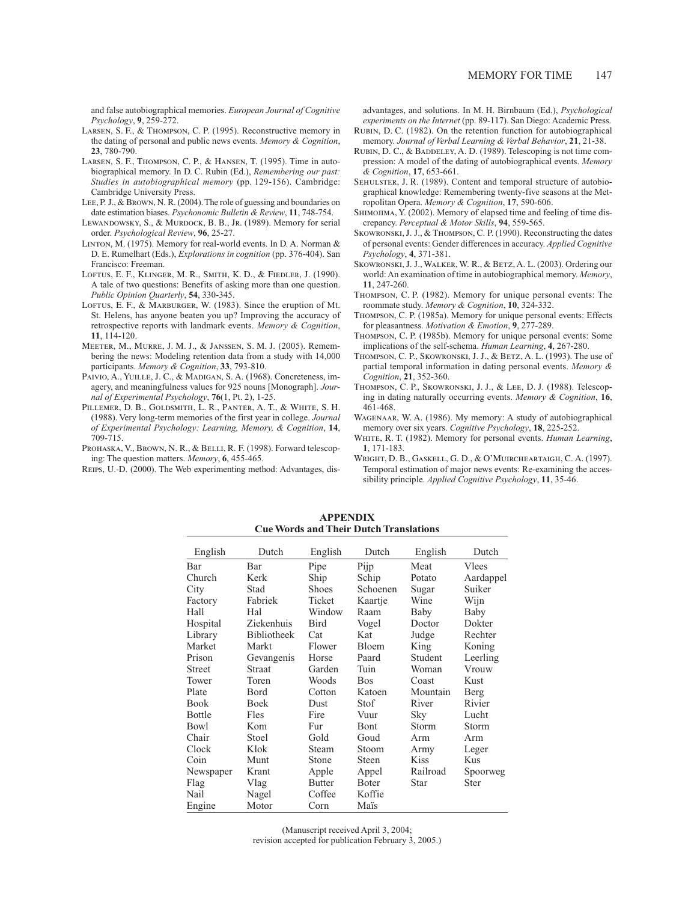and false autobiographical memories. *European Journal of Cognitive Psychology*, **9**, 259-272.

Larsen, S. F., & Thompson, C. P. (1995). Reconstructive memory in the dating of personal and public news events. *Memory & Cognition*, **23**, 780-790.

Larsen, S. F., Thompson, C. P., & Hansen, T. (1995). Time in autobiographical memory. In D. C. Rubin (Ed.), *Remembering our past: Studies in autobiographical memory* (pp. 129-156). Cambridge: Cambridge University Press.

Lee, P. J., & Brown, N. R. (2004). The role of guessing and boundaries on date estimation biases. *Psychonomic Bulletin & Review*, **11**, 748-754.

Lewandowsky, S., & Murdock, B. B., Jr. (1989). Memory for serial order. *Psychological Review*, **96**, 25-27.

Linton, M. (1975). Memory for real-world events. In D. A. Norman & D. E. Rumelhart (Eds.), *Explorations in cognition* (pp. 376-404). San Francisco: Freeman.

Loftus, E. F., Klinger, M. R., Smith, K. D., & Fiedler, J. (1990). A tale of two questions: Benefits of asking more than one question. *Public Opinion Quarterly*, **54**, 330-345.

Loftus, E. F., & Marburger, W. (1983). Since the eruption of Mt. St. Helens, has anyone beaten you up? Improving the accuracy of retrospective reports with landmark events. *Memory & Cognition*, **11**, 114-120.

Meeter, M., Murre, J. M. J., & Janssen, S. M. J. (2005). Remembering the news: Modeling retention data from a study with 14,000 participants. *Memory & Cognition*, **33**, 793-810.

Paivio, A., Yuille, J. C., & Madigan, S. A. (1968). Concreteness, imagery, and meaningfulness values for 925 nouns [Monograph]. *Journal of Experimental Psychology*, **76**(1, Pt. 2), 1-25.

Pillemer, D. B., Goldsmith, L. R., Panter, A. T., & White, S. H. (1988). Very long-term memories of the first year in college. *Journal of Experimental Psychology: Learning, Memory, & Cognition*, **14**, 709-715.

Prohaska, V., Brown, N. R., & Belli, R. F. (1998). Forward telescoping: The question matters. *Memory*, **6**, 455-465.

Reips, U.-D. (2000). The Web experimenting method: Advantages, disadvantages, and solutions. In M. H. Birnbaum (Ed.), *Psychological experiments on the Internet* (pp. 89-117). San Diego: Academic Press.

Rubin, D. C. (1982). On the retention function for autobiographical memory. *Journal of Verbal Learning & Verbal Behavior*, **21**, 21-38.

Rubin, D. C., & Baddeley, A. D. (1989). Telescoping is not time compression: A model of the dating of autobiographical events. *Memory & Cognition*, **17**, 653-661.

Sehulster, J. R. (1989). Content and temporal structure of autobiographical knowledge: Remembering twenty-five seasons at the Metropolitan Opera. *Memory & Cognition*, **17**, 590-606.

Shimojima, Y. (2002). Memory of elapsed time and feeling of time discrepancy. *Perceptual & Motor Skills*, **94**, 559-565.

Skowronski, J. J., & Thompson, C. P. (1990). Reconstructing the dates of personal events: Gender differences in accuracy. *Applied Cognitive Psychology*, **4**, 371-381.

Skowronski, J. J., Walker, W. R., & Betz, A. L. (2003). Ordering our world: An examination of time in autobiographical memory. *Memory*, **11**, 247-260.

Thompson, C. P. (1982). Memory for unique personal events: The roommate study. *Memory & Cognition*, **10**, 324-332.

Thompson, C. P. (1985a). Memory for unique personal events: Effects for pleasantness. *Motivation & Emotion*, **9**, 277-289.

Thompson, C. P. (1985b). Memory for unique personal events: Some implications of the self-schema. *Human Learning*, **4**, 267-280.

Thompson, C. P., Skowronski, J. J., & Betz, A. L. (1993). The use of partial temporal information in dating personal events. *Memory & Cognition*, **21**, 352-360.

Thompson, C. P., Skowronski, J. J., & Lee, D. J. (1988). Telescoping in dating naturally occurring events. *Memory & Cognition*, **16**, 461-468.

Wagenaar, W. A. (1986). My memory: A study of autobiographical memory over six years. *Cognitive Psychology*, **18**, 225-252.

White, R. T. (1982). Memory for personal events. *Human Learning*, **1**, 171-183.

Wright, D. B., Gaskell, G. D., & O'Muircheartaigh, C. A. (1997). Temporal estimation of major news events: Re-examining the accessibility principle. *Applied Cognitive Psychology*, **11**, 35-46.

## APPENDIX
**Cue Words and Their Dutch Translations**

| English | Dutch | English | Dutch | English | Dutch |
|---|---|---|---|---|---|
| Bar | Bar | Pipe | Pijp | Meat | Vlees |
| Church | Kerk | Ship | Schip | Potato | Aardappel |
| City | Stad | Shoes | Schoenen | Sugar | Suiker |
| Factory | Fabriek | Ticket | Kaartje | Wine | Wijn |
| Hall | Hal | Window | Raam | Baby | Baby |
| Hospital | Ziekenhuis | Bird | Vogel | Doctor | Dokter |
| Library | Bibliotheek | Cat | Kat | Judge | Rechter |
| Market | Markt | Flower | Bloem | King | Koning |
| Prison | Gevangenis | Horse | Paard | Student | Leerling |
| Street | Straat | Garden | Tuin | Woman | Vrouw |
| Tower | Toren | Woods | Bos | Coast | Kust |
| Plate | Bord | Cotton | Katoen | Mountain | Berg |
| Book | Boek | Dust | Stof | River | Rivier |
| Bottle | Fles | Fire | Vuur | Sky | Lucht |
| Bowl | Kom | Fur | Bont | Storm | Storm |
| Chair | Stoel | Gold | Goud | Arm | Arm |
| Clock | Klok | Steam | Stoom | Army | Leger |
| Coin | Munt | Stone | Steen | Kiss | Kus |
| Newspaper | Krant | Apple | Appel | Railroad | Spoorweg |
| Flag | Vlag | Butter | Boter | Star | Ster |
| Nail | Nagel | Coffee | Koffie | | |
| Engine | Motor | Corn | Maïs | | |

(Manuscript received April 3, 2004;
revision accepted for publication February 3, 2005.)